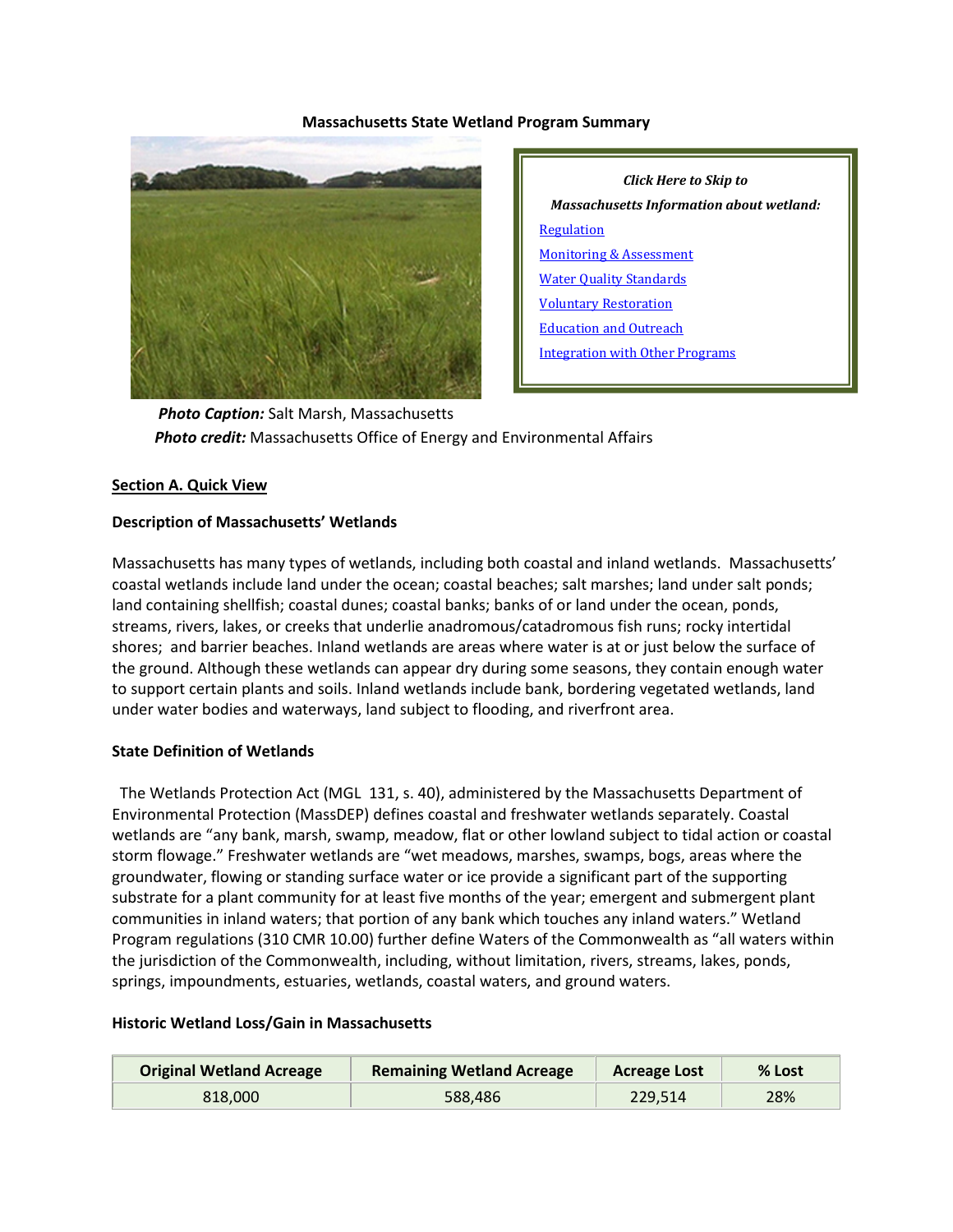# Massachusetts State Wetland Program Summary

**Click Here to Skip to Massachusetts Information about wetland:**

- Regulation
- Monitoring & Assessment
- Water Quality Standards
- Voluntary Restoration
- Education and Outreach
- Integration with Other Programs

***Photo Caption:*** Salt Marsh, Massachusetts
***Photo credit:*** Massachusetts Office of Energy and Environmental Affairs

## Section A. Quick View

### Description of Massachusetts' Wetlands

Massachusetts has many types of wetlands, including both coastal and inland wetlands. Massachusetts' coastal wetlands include land under the ocean; coastal beaches; salt marshes; land under salt ponds; land containing shellfish; coastal dunes; coastal banks; banks of or land under the ocean, ponds, streams, rivers, lakes, or creeks that underlie anadromous/catadromous fish runs; rocky intertidal shores; and barrier beaches. Inland wetlands are areas where water is at or just below the surface of the ground. Although these wetlands can appear dry during some seasons, they contain enough water to support certain plants and soils. Inland wetlands include bank, bordering vegetated wetlands, land under water bodies and waterways, land subject to flooding, and riverfront area.

### State Definition of Wetlands

The Wetlands Protection Act (MGL 131, s. 40), administered by the Massachusetts Department of Environmental Protection (MassDEP) defines coastal and freshwater wetlands separately. Coastal wetlands are "any bank, marsh, swamp, meadow, flat or other lowland subject to tidal action or coastal storm flowage." Freshwater wetlands are "wet meadows, marshes, swamps, bogs, areas where the groundwater, flowing or standing surface water or ice provide a significant part of the supporting substrate for a plant community for at least five months of the year; emergent and submergent plant communities in inland waters; that portion of any bank which touches any inland waters." Wetland Program regulations (310 CMR 10.00) further define Waters of the Commonwealth as "all waters within the jurisdiction of the Commonwealth, including, without limitation, rivers, streams, lakes, ponds, springs, impoundments, estuaries, wetlands, coastal waters, and ground waters.

### Historic Wetland Loss/Gain in Massachusetts

| Original Wetland Acreage | Remaining Wetland Acreage | Acreage Lost | % Lost |
|---|---|---|---|
| 818,000 | 588,486 | 229,514 | 28% |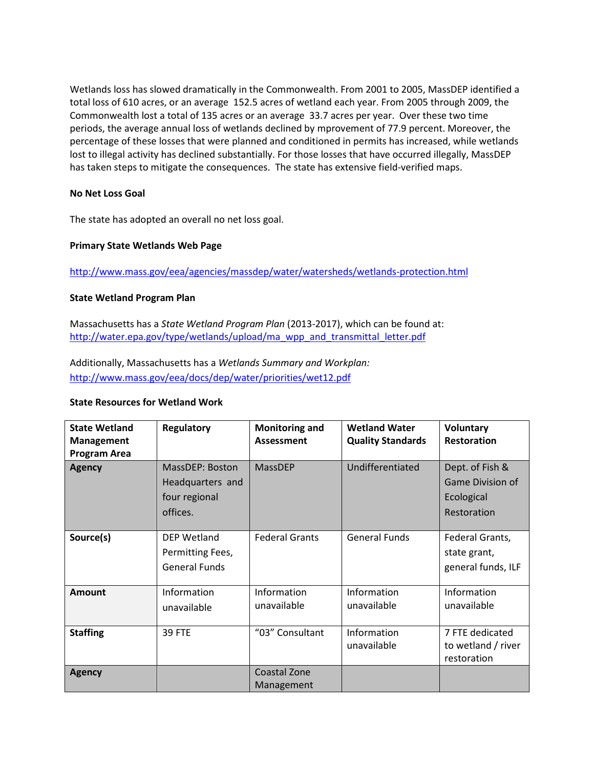Wetlands loss has slowed dramatically in the Commonwealth. From 2001 to 2005, MassDEP identified a total loss of 610 acres, or an average 152.5 acres of wetland each year. From 2005 through 2009, the Commonwealth lost a total of 135 acres or an average 33.7 acres per year. Over these two time periods, the average annual loss of wetlands declined by mprovement of 77.9 percent. Moreover, the percentage of these losses that were planned and conditioned in permits has increased, while wetlands lost to illegal activity has declined substantially. For those losses that have occurred illegally, MassDEP has taken steps to mitigate the consequences. The state has extensive field-verified maps.

**No Net Loss Goal**

The state has adopted an overall no net loss goal.

**Primary State Wetlands Web Page**

http://www.mass.gov/eea/agencies/massdep/water/watersheds/wetlands-protection.html

**State Wetland Program Plan**

Massachusetts has a *State Wetland Program Plan* (2013-2017), which can be found at:
http://water.epa.gov/type/wetlands/upload/ma_wpp_and_transmittal_letter.pdf

Additionally, Massachusetts has a *Wetlands Summary and Workplan:*
http://www.mass.gov/eea/docs/dep/water/priorities/wet12.pdf

**State Resources for Wetland Work**

| State Wetland Management Program Area | Regulatory | Monitoring and Assessment | Wetland Water Quality Standards | Voluntary Restoration |
|---|---|---|---|---|
| **Agency** | MassDEP: Boston Headquarters and four regional offices. | MassDEP | Undifferentiated | Dept. of Fish & Game Division of Ecological Restoration |
| **Source(s)** | DEP Wetland Permitting Fees, General Funds | Federal Grants | General Funds | Federal Grants, state grant, general funds, ILF |
| **Amount** | Information unavailable | Information unavailable | Information unavailable | Information unavailable |
| **Staffing** | 39 FTE | "03" Consultant | Information unavailable | 7 FTE dedicated to wetland / river restoration |
| **Agency** | | Coastal Zone Management | | |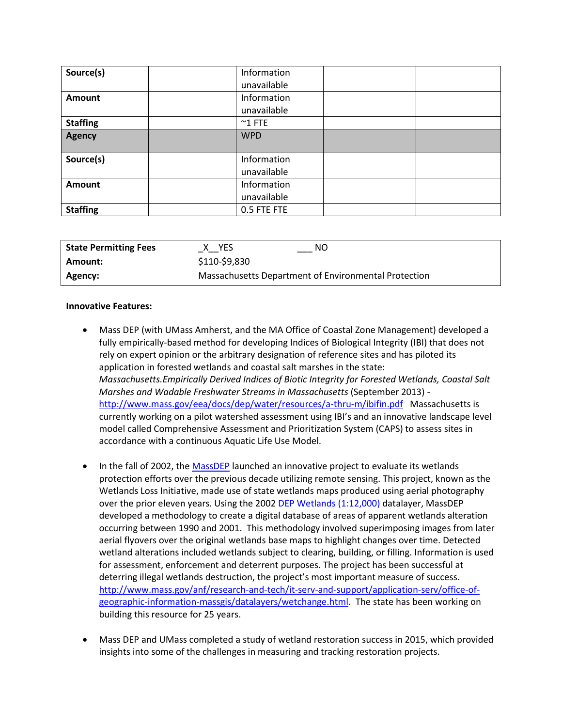| | | | | |
|---|---|---|---|---|
| **Source(s)** | | Information unavailable | | |
| **Amount** | | Information unavailable | | |
| **Staffing** | | ~1 FTE | | |
| **Agency** | | WPD | | |
| **Source(s)** | | Information unavailable | | |
| **Amount** | | Information unavailable | | |
| **Staffing** | | 0.5 FTE FTE | | |

| | | |
|---|---|---|
| **State Permitting Fees** | _X__YES | ___ NO |
| **Amount:** | $110-$9,830 | |
| **Agency:** | Massachusetts Department of Environmental Protection | |

**Innovative Features:**

- Mass DEP (with UMass Amherst, and the MA Office of Coastal Zone Management) developed a fully empirically-based method for developing Indices of Biological Integrity (IBI) that does not rely on expert opinion or the arbitrary designation of reference sites and has piloted its application in forested wetlands and coastal salt marshes in the state: *Massachusetts.Empirically Derived Indices of Biotic Integrity for Forested Wetlands, Coastal Salt Marshes and Wadable Freshwater Streams in Massachusetts* (September 2013) - http://www.mass.gov/eea/docs/dep/water/resources/a-thru-m/ibifin.pdf Massachusetts is currently working on a pilot watershed assessment using IBI's and an innovative landscape level model called Comprehensive Assessment and Prioritization System (CAPS) to assess sites in accordance with a continuous Aquatic Life Use Model.

- In the fall of 2002, the MassDEP launched an innovative project to evaluate its wetlands protection efforts over the previous decade utilizing remote sensing. This project, known as the Wetlands Loss Initiative, made use of state wetlands maps produced using aerial photography over the prior eleven years. Using the 2002 DEP Wetlands (1:12,000) datalayer, MassDEP developed a methodology to create a digital database of areas of apparent wetlands alteration occurring between 1990 and 2001. This methodology involved superimposing images from later aerial flyovers over the original wetlands base maps to highlight changes over time. Detected wetland alterations included wetlands subject to clearing, building, or filling. Information is used for assessment, enforcement and deterrent purposes. The project has been successful at deterring illegal wetlands destruction, the project's most important measure of success. http://www.mass.gov/anf/research-and-tech/it-serv-and-support/application-serv/office-of-geographic-information-massgis/datalayers/wetchange.html. The state has been working on building this resource for 25 years.

- Mass DEP and UMass completed a study of wetland restoration success in 2015, which provided insights into some of the challenges in measuring and tracking restoration projects.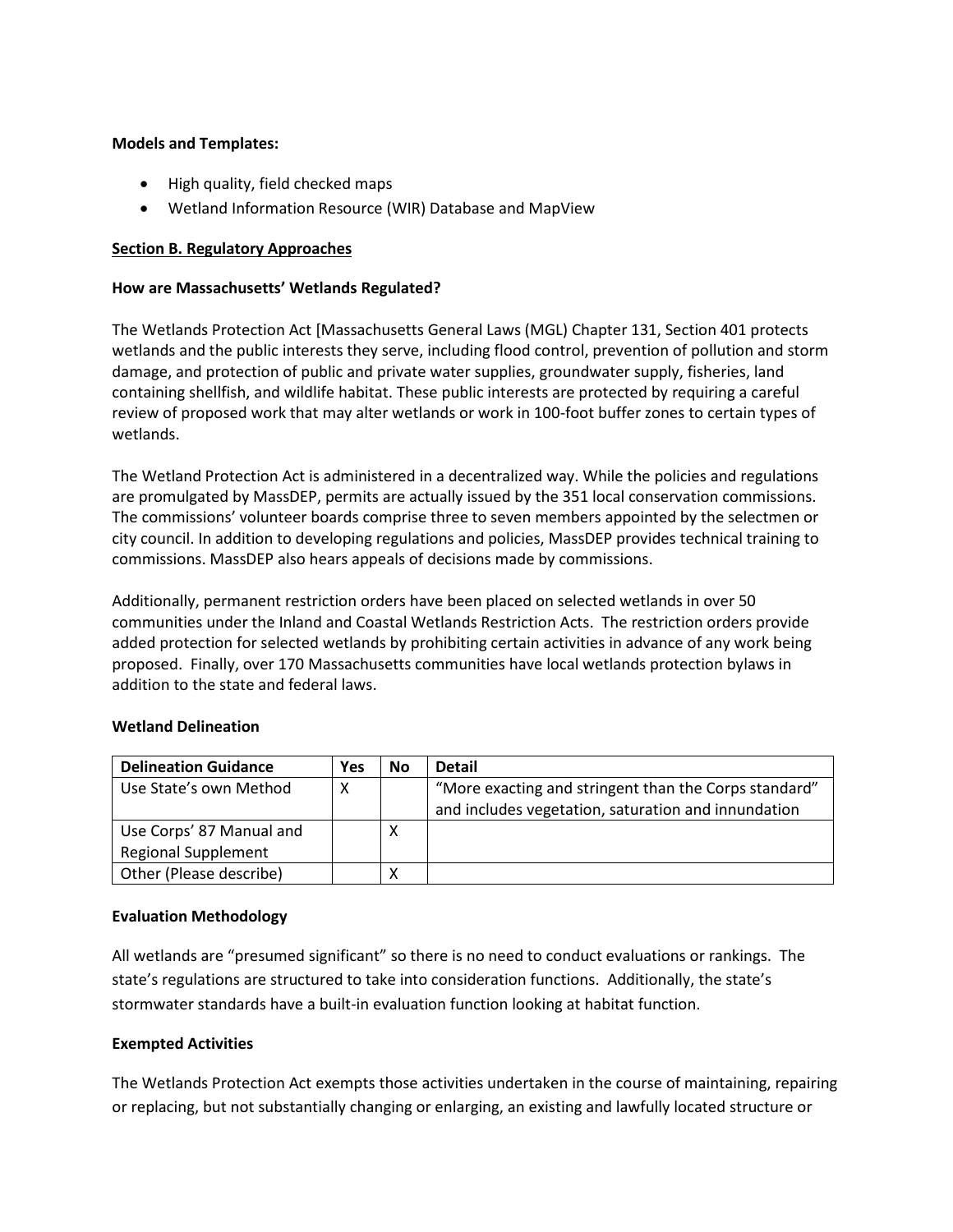**Models and Templates:**

- High quality, field checked maps
- Wetland Information Resource (WIR) Database and MapView

**Section B. Regulatory Approaches**

**How are Massachusetts' Wetlands Regulated?**

The Wetlands Protection Act [Massachusetts General Laws (MGL) Chapter 131, Section 401 protects wetlands and the public interests they serve, including flood control, prevention of pollution and storm damage, and protection of public and private water supplies, groundwater supply, fisheries, land containing shellfish, and wildlife habitat. These public interests are protected by requiring a careful review of proposed work that may alter wetlands or work in 100-foot buffer zones to certain types of wetlands.

The Wetland Protection Act is administered in a decentralized way. While the policies and regulations are promulgated by MassDEP, permits are actually issued by the 351 local conservation commissions. The commissions' volunteer boards comprise three to seven members appointed by the selectmen or city council. In addition to developing regulations and policies, MassDEP provides technical training to commissions. MassDEP also hears appeals of decisions made by commissions.

Additionally, permanent restriction orders have been placed on selected wetlands in over 50 communities under the Inland and Coastal Wetlands Restriction Acts. The restriction orders provide added protection for selected wetlands by prohibiting certain activities in advance of any work being proposed. Finally, over 170 Massachusetts communities have local wetlands protection bylaws in addition to the state and federal laws.

**Wetland Delineation**

| Delineation Guidance | Yes | No | Detail |
|---|---|---|---|
| Use State's own Method | X | | "More exacting and stringent than the Corps standard" and includes vegetation, saturation and inundation |
| Use Corps' 87 Manual and Regional Supplement | | X | |
| Other (Please describe) | | X | |

**Evaluation Methodology**

All wetlands are "presumed significant" so there is no need to conduct evaluations or rankings. The state's regulations are structured to take into consideration functions. Additionally, the state's stormwater standards have a built-in evaluation function looking at habitat function.

**Exempted Activities**

The Wetlands Protection Act exempts those activities undertaken in the course of maintaining, repairing or replacing, but not substantially changing or enlarging, an existing and lawfully located structure or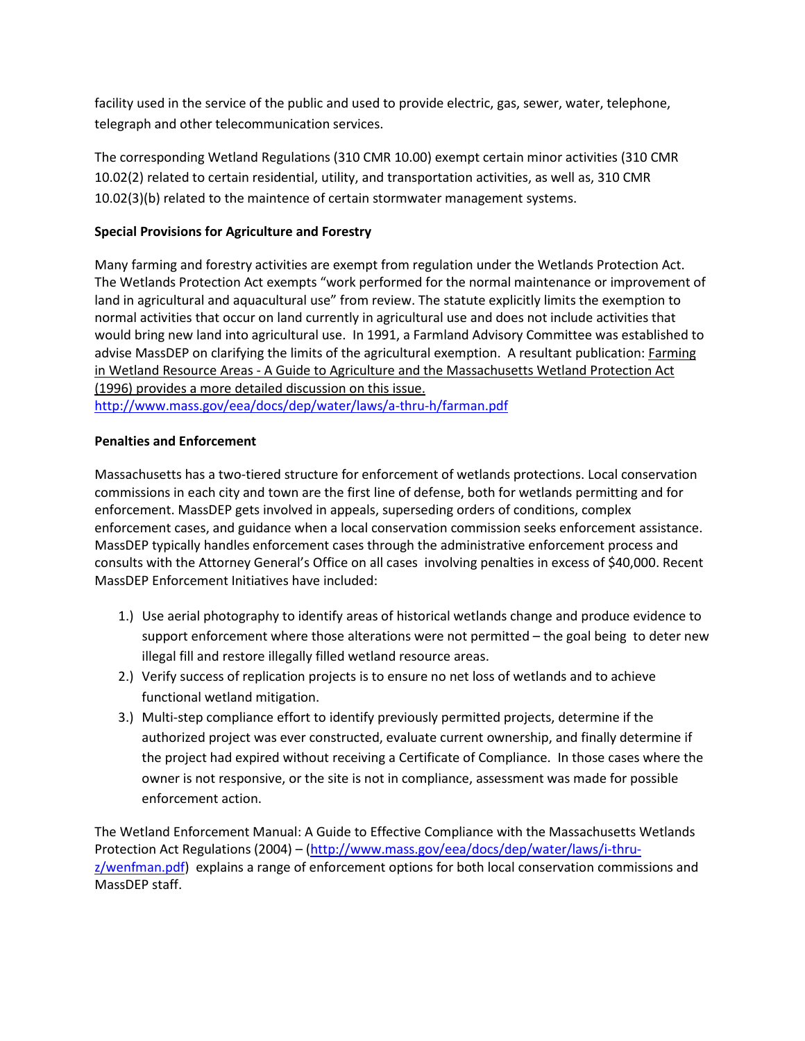facility used in the service of the public and used to provide electric, gas, sewer, water, telephone, telegraph and other telecommunication services.

The corresponding Wetland Regulations (310 CMR 10.00) exempt certain minor activities (310 CMR 10.02(2) related to certain residential, utility, and transportation activities, as well as, 310 CMR 10.02(3)(b) related to the maintence of certain stormwater management systems.

**Special Provisions for Agriculture and Forestry**

Many farming and forestry activities are exempt from regulation under the Wetlands Protection Act. The Wetlands Protection Act exempts "work performed for the normal maintenance or improvement of land in agricultural and aquacultural use" from review. The statute explicitly limits the exemption to normal activities that occur on land currently in agricultural use and does not include activities that would bring new land into agricultural use. In 1991, a Farmland Advisory Committee was established to advise MassDEP on clarifying the limits of the agricultural exemption. A resultant publication: Farming in Wetland Resource Areas - A Guide to Agriculture and the Massachusetts Wetland Protection Act (1996) provides a more detailed discussion on this issue.
http://www.mass.gov/eea/docs/dep/water/laws/a-thru-h/farman.pdf

**Penalties and Enforcement**

Massachusetts has a two-tiered structure for enforcement of wetlands protections. Local conservation commissions in each city and town are the first line of defense, both for wetlands permitting and for enforcement. MassDEP gets involved in appeals, superseding orders of conditions, complex enforcement cases, and guidance when a local conservation commission seeks enforcement assistance. MassDEP typically handles enforcement cases through the administrative enforcement process and consults with the Attorney General's Office on all cases involving penalties in excess of $40,000. Recent MassDEP Enforcement Initiatives have included:

1.) Use aerial photography to identify areas of historical wetlands change and produce evidence to support enforcement where those alterations were not permitted – the goal being to deter new illegal fill and restore illegally filled wetland resource areas.
2.) Verify success of replication projects is to ensure no net loss of wetlands and to achieve functional wetland mitigation.
3.) Multi-step compliance effort to identify previously permitted projects, determine if the authorized project was ever constructed, evaluate current ownership, and finally determine if the project had expired without receiving a Certificate of Compliance. In those cases where the owner is not responsive, or the site is not in compliance, assessment was made for possible enforcement action.

The Wetland Enforcement Manual: A Guide to Effective Compliance with the Massachusetts Wetlands Protection Act Regulations (2004) – (http://www.mass.gov/eea/docs/dep/water/laws/i-thru-z/wenfman.pdf) explains a range of enforcement options for both local conservation commissions and MassDEP staff.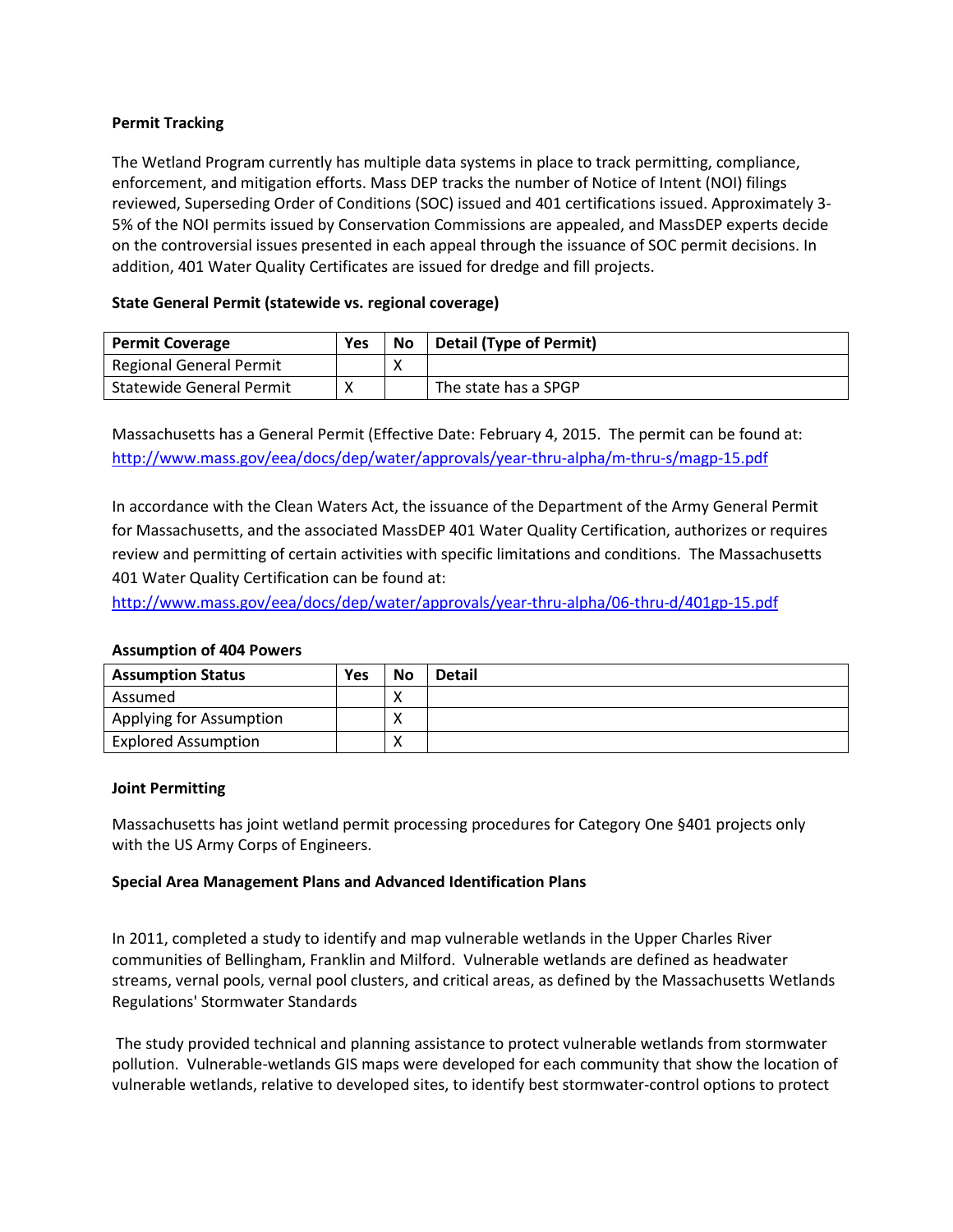**Permit Tracking**

The Wetland Program currently has multiple data systems in place to track permitting, compliance, enforcement, and mitigation efforts. Mass DEP tracks the number of Notice of Intent (NOI) filings reviewed, Superseding Order of Conditions (SOC) issued and 401 certifications issued. Approximately 3-5% of the NOI permits issued by Conservation Commissions are appealed, and MassDEP experts decide on the controversial issues presented in each appeal through the issuance of SOC permit decisions. In addition, 401 Water Quality Certificates are issued for dredge and fill projects.

**State General Permit (statewide vs. regional coverage)**

| Permit Coverage | Yes | No | Detail (Type of Permit) |
|---|---|---|---|
| Regional General Permit | | X | |
| Statewide General Permit | X | | The state has a SPGP |

Massachusetts has a General Permit (Effective Date: February 4, 2015. The permit can be found at: http://www.mass.gov/eea/docs/dep/water/approvals/year-thru-alpha/m-thru-s/magp-15.pdf

In accordance with the Clean Waters Act, the issuance of the Department of the Army General Permit for Massachusetts, and the associated MassDEP 401 Water Quality Certification, authorizes or requires review and permitting of certain activities with specific limitations and conditions. The Massachusetts 401 Water Quality Certification can be found at: http://www.mass.gov/eea/docs/dep/water/approvals/year-thru-alpha/06-thru-d/401gp-15.pdf

**Assumption of 404 Powers**

| Assumption Status | Yes | No | Detail |
|---|---|---|---|
| Assumed | | X | |
| Applying for Assumption | | X | |
| Explored Assumption | | X | |

**Joint Permitting**

Massachusetts has joint wetland permit processing procedures for Category One §401 projects only with the US Army Corps of Engineers.

**Special Area Management Plans and Advanced Identification Plans**

In 2011, completed a study to identify and map vulnerable wetlands in the Upper Charles River communities of Bellingham, Franklin and Milford. Vulnerable wetlands are defined as headwater streams, vernal pools, vernal pool clusters, and critical areas, as defined by the Massachusetts Wetlands Regulations' Stormwater Standards

The study provided technical and planning assistance to protect vulnerable wetlands from stormwater pollution. Vulnerable-wetlands GIS maps were developed for each community that show the location of vulnerable wetlands, relative to developed sites, to identify best stormwater-control options to protect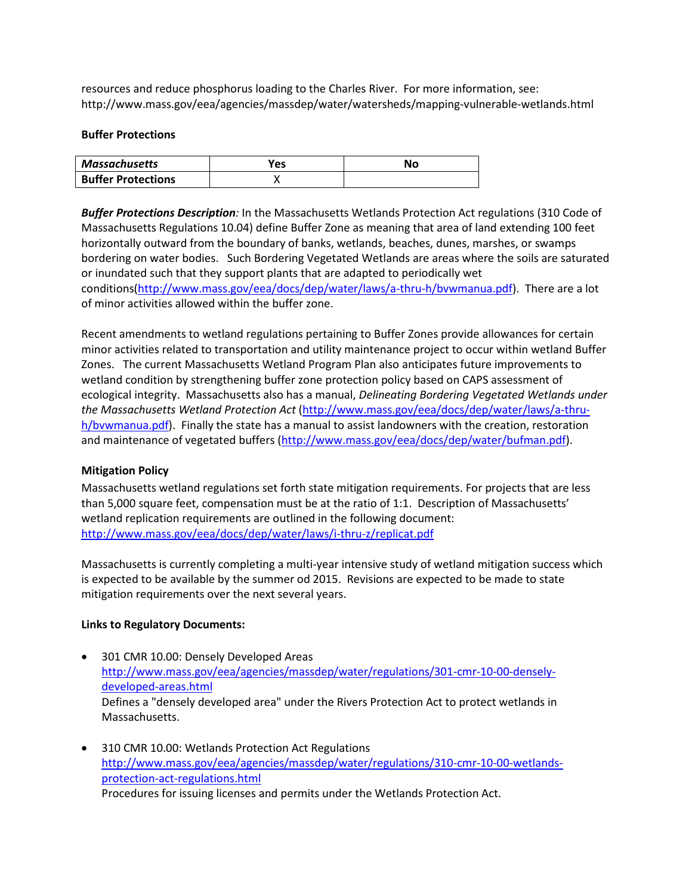resources and reduce phosphorus loading to the Charles River. For more information, see: http://www.mass.gov/eea/agencies/massdep/water/watersheds/mapping-vulnerable-wetlands.html

**Buffer Protections**

| ***Massachusetts*** | **Yes** | **No** |
|---|---|---|
| **Buffer Protections** | X | |

***Buffer Protections Description****:* In the Massachusetts Wetlands Protection Act regulations (310 Code of Massachusetts Regulations 10.04) define Buffer Zone as meaning that area of land extending 100 feet horizontally outward from the boundary of banks, wetlands, beaches, dunes, marshes, or swamps bordering on water bodies. Such Bordering Vegetated Wetlands are areas where the soils are saturated or inundated such that they support plants that are adapted to periodically wet conditions(http://www.mass.gov/eea/docs/dep/water/laws/a-thru-h/bvwmanua.pdf). There are a lot of minor activities allowed within the buffer zone.

Recent amendments to wetland regulations pertaining to Buffer Zones provide allowances for certain minor activities related to transportation and utility maintenance project to occur within wetland Buffer Zones. The current Massachusetts Wetland Program Plan also anticipates future improvements to wetland condition by strengthening buffer zone protection policy based on CAPS assessment of ecological integrity. Massachusetts also has a manual, *Delineating Bordering Vegetated Wetlands under the Massachusetts Wetland Protection Act* (http://www.mass.gov/eea/docs/dep/water/laws/a-thru-h/bvwmanua.pdf). Finally the state has a manual to assist landowners with the creation, restoration and maintenance of vegetated buffers (http://www.mass.gov/eea/docs/dep/water/bufman.pdf).

**Mitigation Policy**

Massachusetts wetland regulations set forth state mitigation requirements. For projects that are less than 5,000 square feet, compensation must be at the ratio of 1:1. Description of Massachusetts' wetland replication requirements are outlined in the following document: http://www.mass.gov/eea/docs/dep/water/laws/i-thru-z/replicat.pdf

Massachusetts is currently completing a multi-year intensive study of wetland mitigation success which is expected to be available by the summer od 2015. Revisions are expected to be made to state mitigation requirements over the next several years.

**Links to Regulatory Documents:**

- 301 CMR 10.00: Densely Developed Areas
  http://www.mass.gov/eea/agencies/massdep/water/regulations/301-cmr-10-00-densely-developed-areas.html
  Defines a "densely developed area" under the Rivers Protection Act to protect wetlands in Massachusetts.

- 310 CMR 10.00: Wetlands Protection Act Regulations
  http://www.mass.gov/eea/agencies/massdep/water/regulations/310-cmr-10-00-wetlands-protection-act-regulations.html
  Procedures for issuing licenses and permits under the Wetlands Protection Act.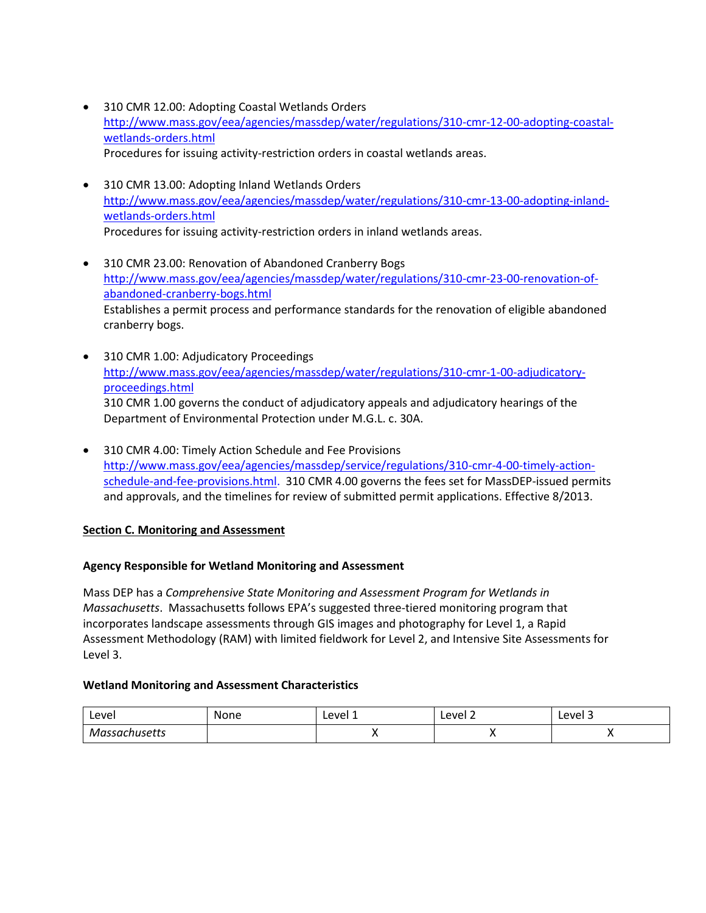- 310 CMR 12.00: Adopting Coastal Wetlands Orders
  http://www.mass.gov/eea/agencies/massdep/water/regulations/310-cmr-12-00-adopting-coastal-wetlands-orders.html
  Procedures for issuing activity-restriction orders in coastal wetlands areas.

- 310 CMR 13.00: Adopting Inland Wetlands Orders
  http://www.mass.gov/eea/agencies/massdep/water/regulations/310-cmr-13-00-adopting-inland-wetlands-orders.html
  Procedures for issuing activity-restriction orders in inland wetlands areas.

- 310 CMR 23.00: Renovation of Abandoned Cranberry Bogs
  http://www.mass.gov/eea/agencies/massdep/water/regulations/310-cmr-23-00-renovation-of-abandoned-cranberry-bogs.html
  Establishes a permit process and performance standards for the renovation of eligible abandoned cranberry bogs.

- 310 CMR 1.00: Adjudicatory Proceedings
  http://www.mass.gov/eea/agencies/massdep/water/regulations/310-cmr-1-00-adjudicatory-proceedings.html
  310 CMR 1.00 governs the conduct of adjudicatory appeals and adjudicatory hearings of the Department of Environmental Protection under M.G.L. c. 30A.

- 310 CMR 4.00: Timely Action Schedule and Fee Provisions
  http://www.mass.gov/eea/agencies/massdep/service/regulations/310-cmr-4-00-timely-action-schedule-and-fee-provisions.html. 310 CMR 4.00 governs the fees set for MassDEP-issued permits and approvals, and the timelines for review of submitted permit applications. Effective 8/2013.

**Section C. Monitoring and Assessment**

**Agency Responsible for Wetland Monitoring and Assessment**

Mass DEP has a *Comprehensive State Monitoring and Assessment Program for Wetlands in Massachusetts*. Massachusetts follows EPA's suggested three-tiered monitoring program that incorporates landscape assessments through GIS images and photography for Level 1, a Rapid Assessment Methodology (RAM) with limited fieldwork for Level 2, and Intensive Site Assessments for Level 3.

**Wetland Monitoring and Assessment Characteristics**

| Level | None | Level 1 | Level 2 | Level 3 |
|---|---|---|---|---|
| *Massachusetts* | | X | X | X |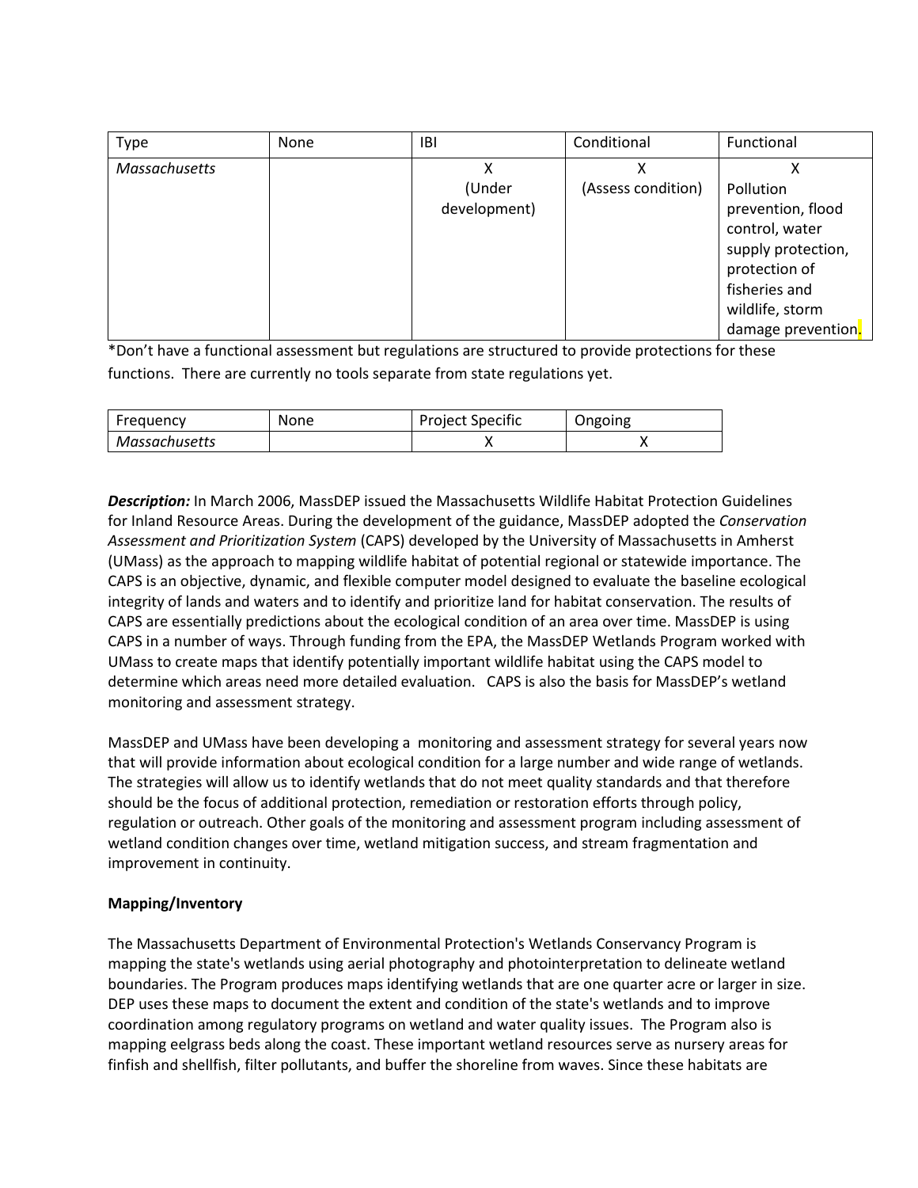| Type | None | IBI | Conditional | Functional |
|---|---|---|---|---|
| *Massachusetts* | | X (Under development) | X (Assess condition) | X Pollution prevention, flood control, water supply protection, protection of fisheries and wildlife, storm damage prevention. |

*Don't have a functional assessment but regulations are structured to provide protections for these functions. There are currently no tools separate from state regulations yet.

| Frequency | None | Project Specific | Ongoing |
|---|---|---|---|
| *Massachusetts* | | X | X |

***Description:*** In March 2006, MassDEP issued the Massachusetts Wildlife Habitat Protection Guidelines for Inland Resource Areas. During the development of the guidance, MassDEP adopted the *Conservation Assessment and Prioritization System* (CAPS) developed by the University of Massachusetts in Amherst (UMass) as the approach to mapping wildlife habitat of potential regional or statewide importance. The CAPS is an objective, dynamic, and flexible computer model designed to evaluate the baseline ecological integrity of lands and waters and to identify and prioritize land for habitat conservation. The results of CAPS are essentially predictions about the ecological condition of an area over time. MassDEP is using CAPS in a number of ways. Through funding from the EPA, the MassDEP Wetlands Program worked with UMass to create maps that identify potentially important wildlife habitat using the CAPS model to determine which areas need more detailed evaluation. CAPS is also the basis for MassDEP's wetland monitoring and assessment strategy.

MassDEP and UMass have been developing a monitoring and assessment strategy for several years now that will provide information about ecological condition for a large number and wide range of wetlands. The strategies will allow us to identify wetlands that do not meet quality standards and that therefore should be the focus of additional protection, remediation or restoration efforts through policy, regulation or outreach. Other goals of the monitoring and assessment program including assessment of wetland condition changes over time, wetland mitigation success, and stream fragmentation and improvement in continuity.

**Mapping/Inventory**

The Massachusetts Department of Environmental Protection's Wetlands Conservancy Program is mapping the state's wetlands using aerial photography and photointerpretation to delineate wetland boundaries. The Program produces maps identifying wetlands that are one quarter acre or larger in size. DEP uses these maps to document the extent and condition of the state's wetlands and to improve coordination among regulatory programs on wetland and water quality issues. The Program also is mapping eelgrass beds along the coast. These important wetland resources serve as nursery areas for finfish and shellfish, filter pollutants, and buffer the shoreline from waves. Since these habitats are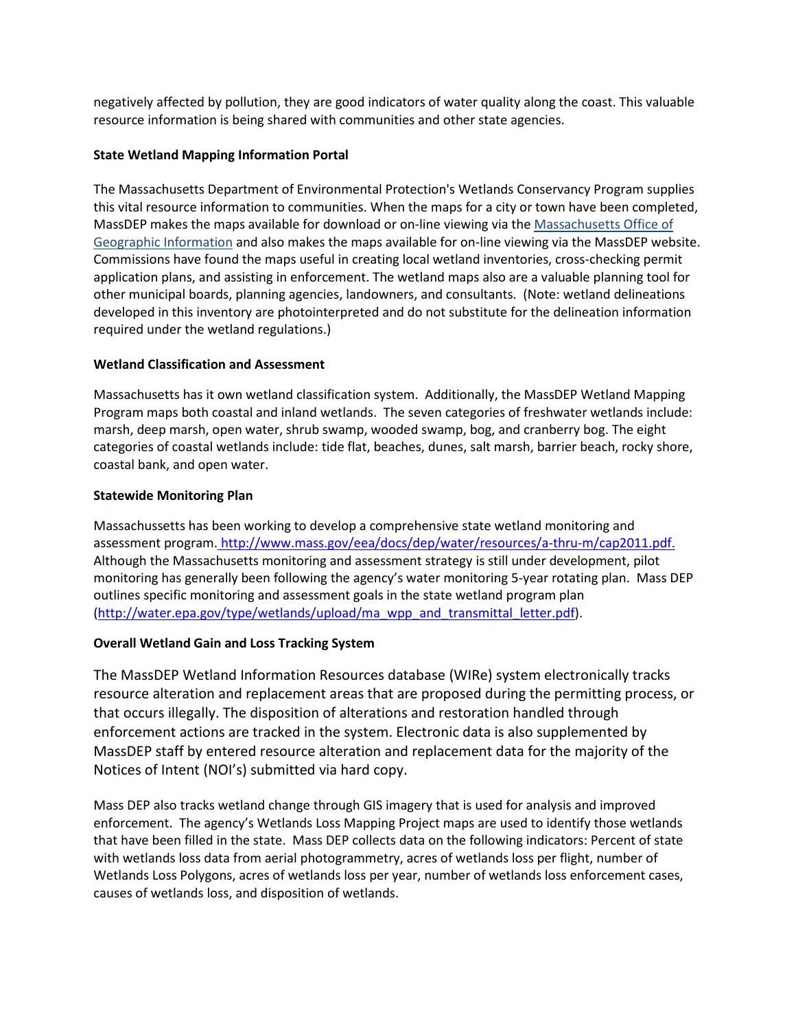negatively affected by pollution, they are good indicators of water quality along the coast. This valuable resource information is being shared with communities and other state agencies.

**State Wetland Mapping Information Portal**

The Massachusetts Department of Environmental Protection's Wetlands Conservancy Program supplies this vital resource information to communities. When the maps for a city or town have been completed, MassDEP makes the maps available for download or on-line viewing via the [Massachusetts Office of Geographic Information]() and also makes the maps available for on-line viewing via the MassDEP website. Commissions have found the maps useful in creating local wetland inventories, cross-checking permit application plans, and assisting in enforcement. The wetland maps also are a valuable planning tool for other municipal boards, planning agencies, landowners, and consultants. (Note: wetland delineations developed in this inventory are photointerpreted and do not substitute for the delineation information required under the wetland regulations.)

**Wetland Classification and Assessment**

Massachusetts has it own wetland classification system. Additionally, the MassDEP Wetland Mapping Program maps both coastal and inland wetlands. The seven categories of freshwater wetlands include: marsh, deep marsh, open water, shrub swamp, wooded swamp, bog, and cranberry bog. The eight categories of coastal wetlands include: tide flat, beaches, dunes, salt marsh, barrier beach, rocky shore, coastal bank, and open water.

**Statewide Monitoring Plan**

Massachussetts has been working to develop a comprehensive state wetland monitoring and assessment program. http://www.mass.gov/eea/docs/dep/water/resources/a-thru-m/cap2011.pdf. Although the Massachusetts monitoring and assessment strategy is still under development, pilot monitoring has generally been following the agency's water monitoring 5-year rotating plan. Mass DEP outlines specific monitoring and assessment goals in the state wetland program plan (http://water.epa.gov/type/wetlands/upload/ma_wpp_and_transmittal_letter.pdf).

**Overall Wetland Gain and Loss Tracking System**

The MassDEP Wetland Information Resources database (WIRe) system electronically tracks resource alteration and replacement areas that are proposed during the permitting process, or that occurs illegally. The disposition of alterations and restoration handled through enforcement actions are tracked in the system. Electronic data is also supplemented by MassDEP staff by entered resource alteration and replacement data for the majority of the Notices of Intent (NOI's) submitted via hard copy.

Mass DEP also tracks wetland change through GIS imagery that is used for analysis and improved enforcement. The agency's Wetlands Loss Mapping Project maps are used to identify those wetlands that have been filled in the state. Mass DEP collects data on the following indicators: Percent of state with wetlands loss data from aerial photogrammetry, acres of wetlands loss per flight, number of Wetlands Loss Polygons, acres of wetlands loss per year, number of wetlands loss enforcement cases, causes of wetlands loss, and disposition of wetlands.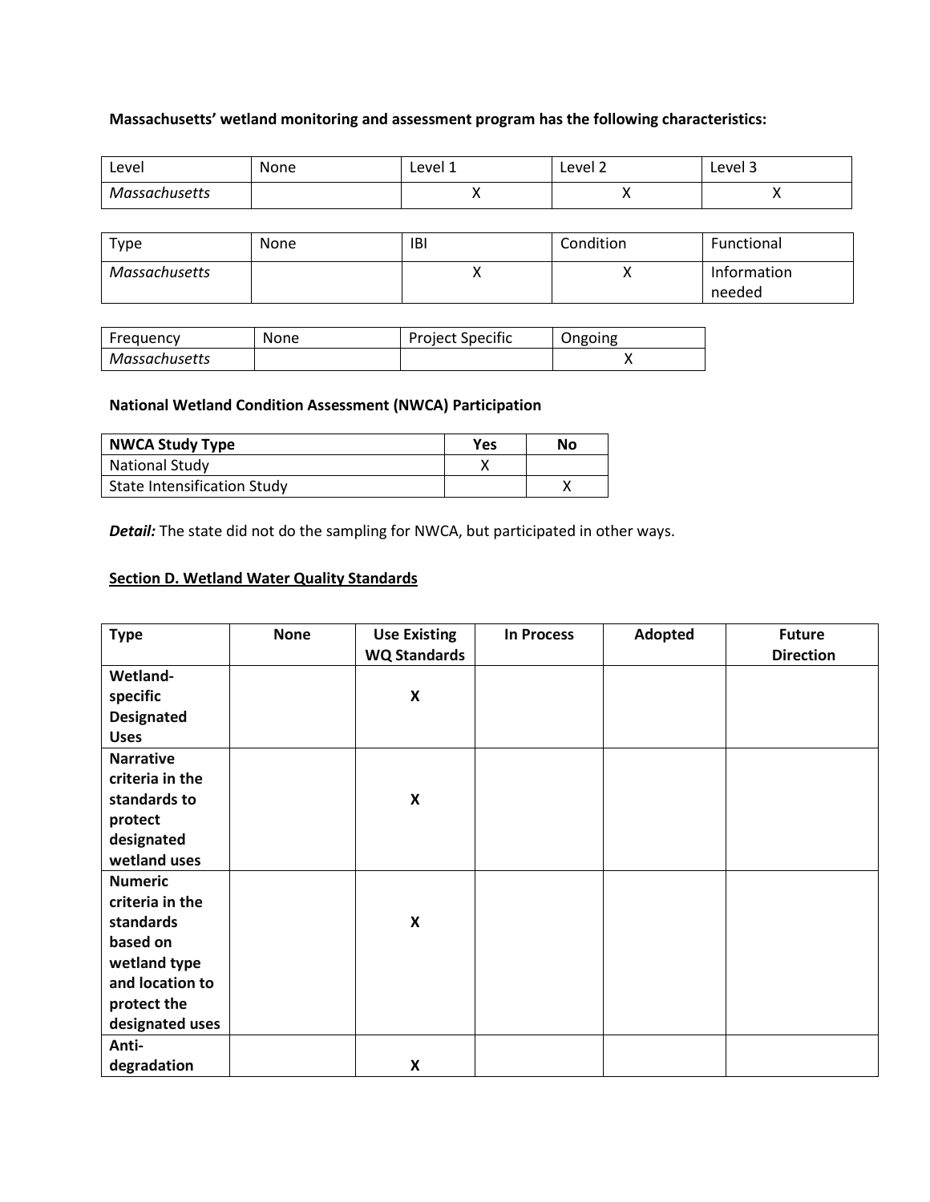**Massachusetts' wetland monitoring and assessment program has the following characteristics:**

| Level | None | Level 1 | Level 2 | Level 3 |
|---|---|---|---|---|
| *Massachusetts* | | X | X | X |

| Type | None | IBI | Condition | Functional |
|---|---|---|---|---|
| *Massachusetts* | | X | X | Information needed |

| Frequency | None | Project Specific | Ongoing |
|---|---|---|---|
| *Massachusetts* | | | X |

**National Wetland Condition Assessment (NWCA) Participation**

| NWCA Study Type | Yes | No |
|---|---|---|
| National Study | X | |
| State Intensification Study | | X |

***Detail:*** The state did not do the sampling for NWCA, but participated in other ways.

**<u>Section D. Wetland Water Quality Standards</u>**

| Type | None | Use Existing WQ Standards | In Process | Adopted | Future Direction |
|---|---|---|---|---|---|
| **Wetland-specific Designated Uses** | | **X** | | | |
| **Narrative criteria in the standards to protect designated wetland uses** | | **X** | | | |
| **Numeric criteria in the standards based on wetland type and location to protect the designated uses** | | **X** | | | |
| **Anti-degradation** | | **X** | | | |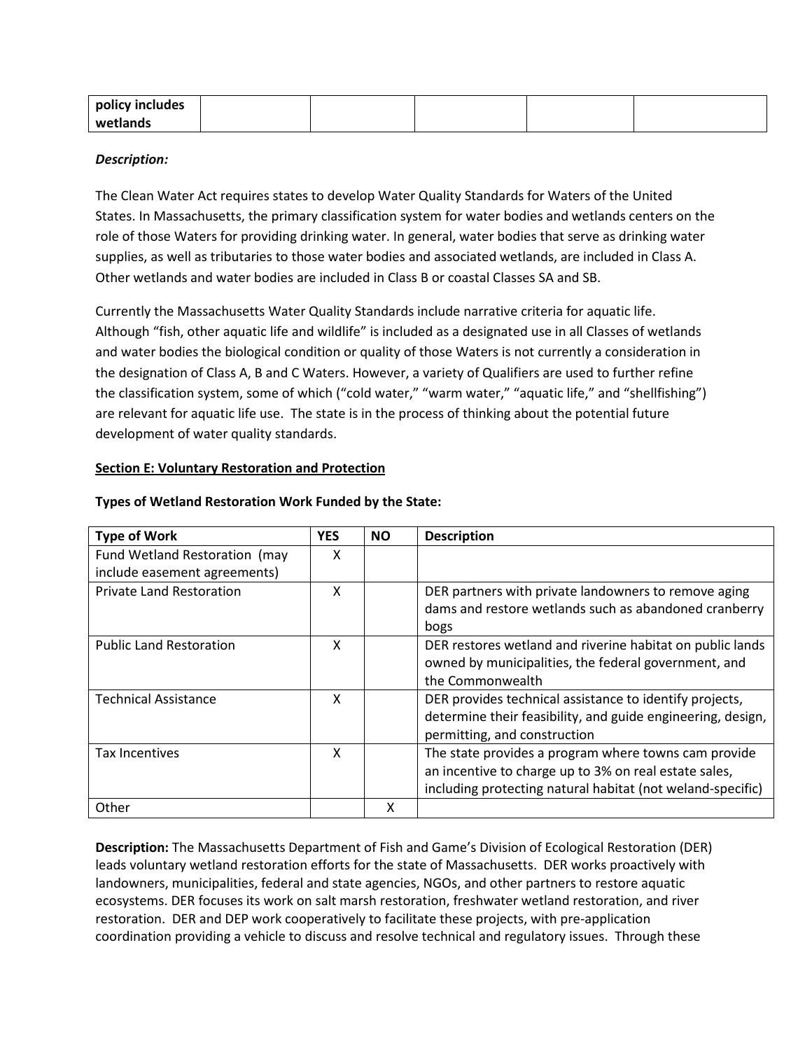| policy includes wetlands | | | | | |
|---|---|---|---|---|---|

***Description:***

The Clean Water Act requires states to develop Water Quality Standards for Waters of the United States. In Massachusetts, the primary classification system for water bodies and wetlands centers on the role of those Waters for providing drinking water. In general, water bodies that serve as drinking water supplies, as well as tributaries to those water bodies and associated wetlands, are included in Class A. Other wetlands and water bodies are included in Class B or coastal Classes SA and SB.

Currently the Massachusetts Water Quality Standards include narrative criteria for aquatic life. Although "fish, other aquatic life and wildlife" is included as a designated use in all Classes of wetlands and water bodies the biological condition or quality of those Waters is not currently a consideration in the designation of Class A, B and C Waters. However, a variety of Qualifiers are used to further refine the classification system, some of which ("cold water," "warm water," "aquatic life," and "shellfishing") are relevant for aquatic life use. The state is in the process of thinking about the potential future development of water quality standards.

**Section E: Voluntary Restoration and Protection**

**Types of Wetland Restoration Work Funded by the State:**

| Type of Work | YES | NO | Description |
|---|---|---|---|
| Fund Wetland Restoration (may include easement agreements) | X | | |
| Private Land Restoration | X | | DER partners with private landowners to remove aging dams and restore wetlands such as abandoned cranberry bogs |
| Public Land Restoration | X | | DER restores wetland and riverine habitat on public lands owned by municipalities, the federal government, and the Commonwealth |
| Technical Assistance | X | | DER provides technical assistance to identify projects, determine their feasibility, and guide engineering, design, permitting, and construction |
| Tax Incentives | X | | The state provides a program where towns cam provide an incentive to charge up to 3% on real estate sales, including protecting natural habitat (not weland-specific) |
| Other | | X | |

**Description:** The Massachusetts Department of Fish and Game's Division of Ecological Restoration (DER) leads voluntary wetland restoration efforts for the state of Massachusetts. DER works proactively with landowners, municipalities, federal and state agencies, NGOs, and other partners to restore aquatic ecosystems. DER focuses its work on salt marsh restoration, freshwater wetland restoration, and river restoration. DER and DEP work cooperatively to facilitate these projects, with pre-application coordination providing a vehicle to discuss and resolve technical and regulatory issues. Through these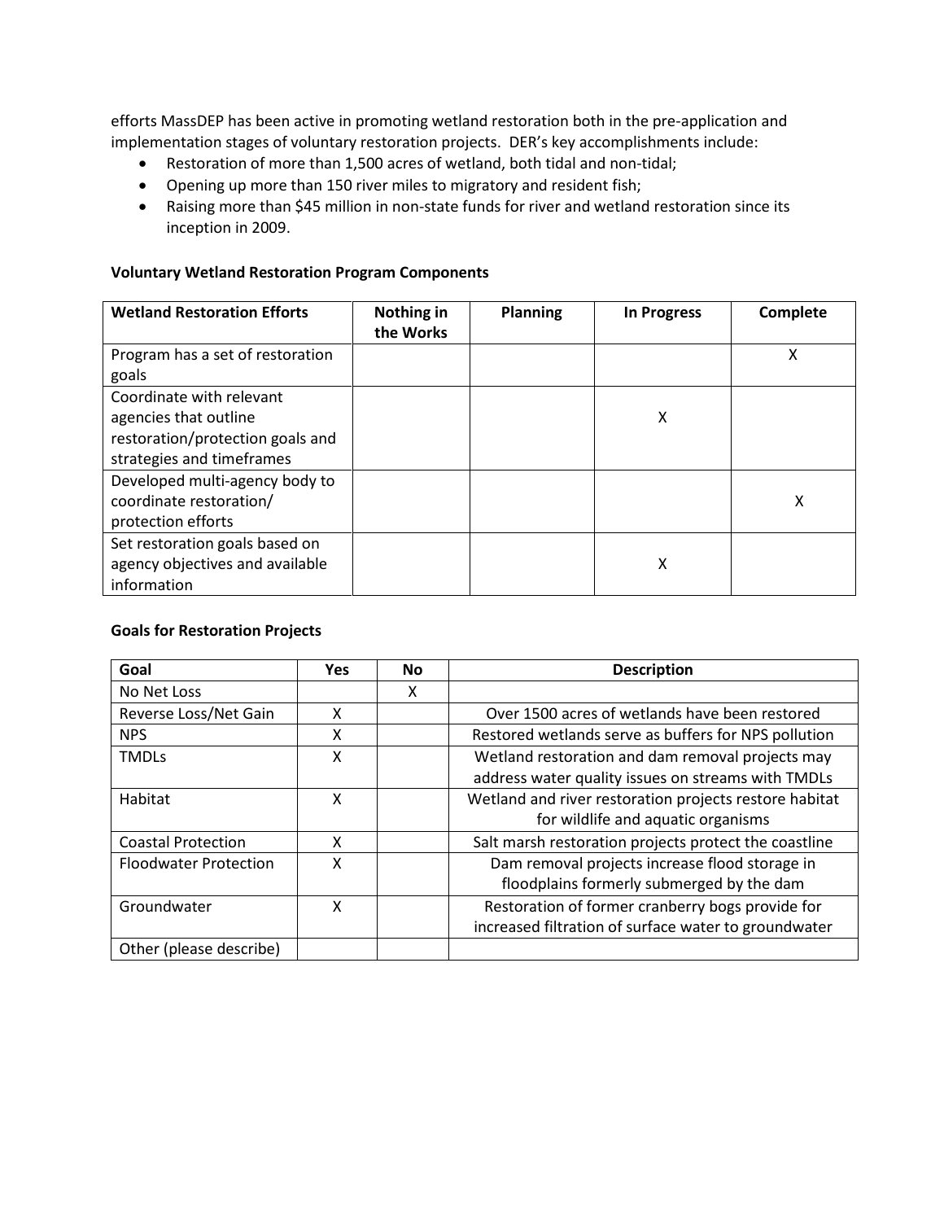efforts MassDEP has been active in promoting wetland restoration both in the pre-application and implementation stages of voluntary restoration projects. DER's key accomplishments include:

- Restoration of more than 1,500 acres of wetland, both tidal and non-tidal;
- Opening up more than 150 river miles to migratory and resident fish;
- Raising more than $45 million in non-state funds for river and wetland restoration since its inception in 2009.

**Voluntary Wetland Restoration Program Components**

| Wetland Restoration Efforts | Nothing in the Works | Planning | In Progress | Complete |
|---|---|---|---|---|
| Program has a set of restoration goals | | | | X |
| Coordinate with relevant agencies that outline restoration/protection goals and strategies and timeframes | | | X | |
| Developed multi-agency body to coordinate restoration/ protection efforts | | | | X |
| Set restoration goals based on agency objectives and available information | | | X | |

**Goals for Restoration Projects**

| Goal | Yes | No | Description |
|---|---|---|---|
| No Net Loss | | X | |
| Reverse Loss/Net Gain | X | | Over 1500 acres of wetlands have been restored |
| NPS | X | | Restored wetlands serve as buffers for NPS pollution |
| TMDLs | X | | Wetland restoration and dam removal projects may address water quality issues on streams with TMDLs |
| Habitat | X | | Wetland and river restoration projects restore habitat for wildlife and aquatic organisms |
| Coastal Protection | X | | Salt marsh restoration projects protect the coastline |
| Floodwater Protection | X | | Dam removal projects increase flood storage in floodplains formerly submerged by the dam |
| Groundwater | X | | Restoration of former cranberry bogs provide for increased filtration of surface water to groundwater |
| Other (please describe) | | | |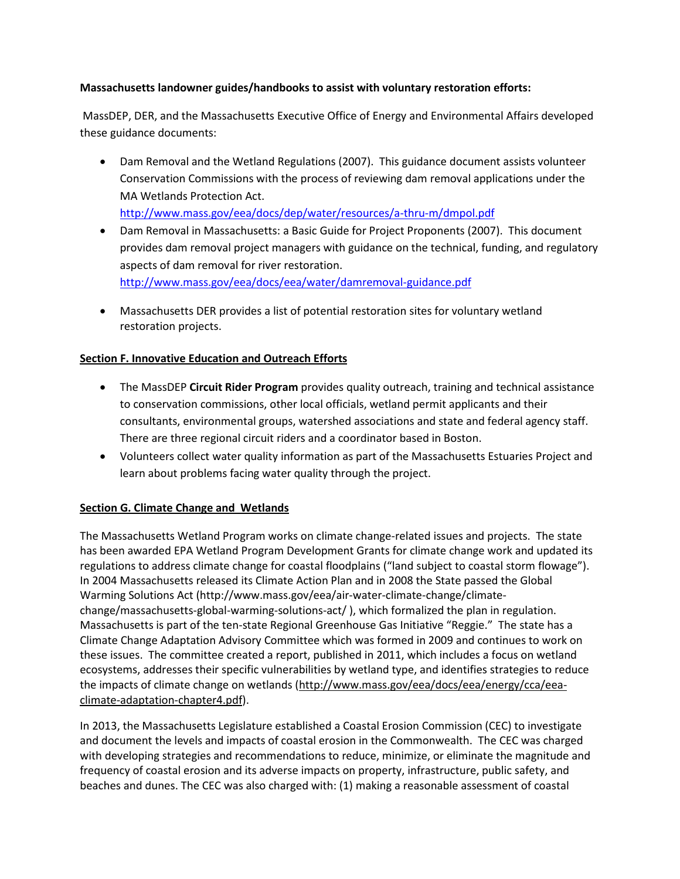**Massachusetts landowner guides/handbooks to assist with voluntary restoration efforts:**

MassDEP, DER, and the Massachusetts Executive Office of Energy and Environmental Affairs developed these guidance documents:

- Dam Removal and the Wetland Regulations (2007). This guidance document assists volunteer Conservation Commissions with the process of reviewing dam removal applications under the MA Wetlands Protection Act. http://www.mass.gov/eea/docs/dep/water/resources/a-thru-m/dmpol.pdf
- Dam Removal in Massachusetts: a Basic Guide for Project Proponents (2007). This document provides dam removal project managers with guidance on the technical, funding, and regulatory aspects of dam removal for river restoration. http://www.mass.gov/eea/docs/eea/water/damremoval-guidance.pdf
- Massachusetts DER provides a list of potential restoration sites for voluntary wetland restoration projects.

## Section F. Innovative Education and Outreach Efforts

- The MassDEP **Circuit Rider Program** provides quality outreach, training and technical assistance to conservation commissions, other local officials, wetland permit applicants and their consultants, environmental groups, watershed associations and state and federal agency staff. There are three regional circuit riders and a coordinator based in Boston.
- Volunteers collect water quality information as part of the Massachusetts Estuaries Project and learn about problems facing water quality through the project.

## Section G. Climate Change and Wetlands

The Massachusetts Wetland Program works on climate change-related issues and projects. The state has been awarded EPA Wetland Program Development Grants for climate change work and updated its regulations to address climate change for coastal floodplains ("land subject to coastal storm flowage"). In 2004 Massachusetts released its Climate Action Plan and in 2008 the State passed the Global Warming Solutions Act (http://www.mass.gov/eea/air-water-climate-change/climate-change/massachusetts-global-warming-solutions-act/ ), which formalized the plan in regulation. Massachusetts is part of the ten-state Regional Greenhouse Gas Initiative "Reggie." The state has a Climate Change Adaptation Advisory Committee which was formed in 2009 and continues to work on these issues. The committee created a report, published in 2011, which includes a focus on wetland ecosystems, addresses their specific vulnerabilities by wetland type, and identifies strategies to reduce the impacts of climate change on wetlands (http://www.mass.gov/eea/docs/eea/energy/cca/eea-climate-adaptation-chapter4.pdf).

In 2013, the Massachusetts Legislature established a Coastal Erosion Commission (CEC) to investigate and document the levels and impacts of coastal erosion in the Commonwealth. The CEC was charged with developing strategies and recommendations to reduce, minimize, or eliminate the magnitude and frequency of coastal erosion and its adverse impacts on property, infrastructure, public safety, and beaches and dunes. The CEC was also charged with: (1) making a reasonable assessment of coastal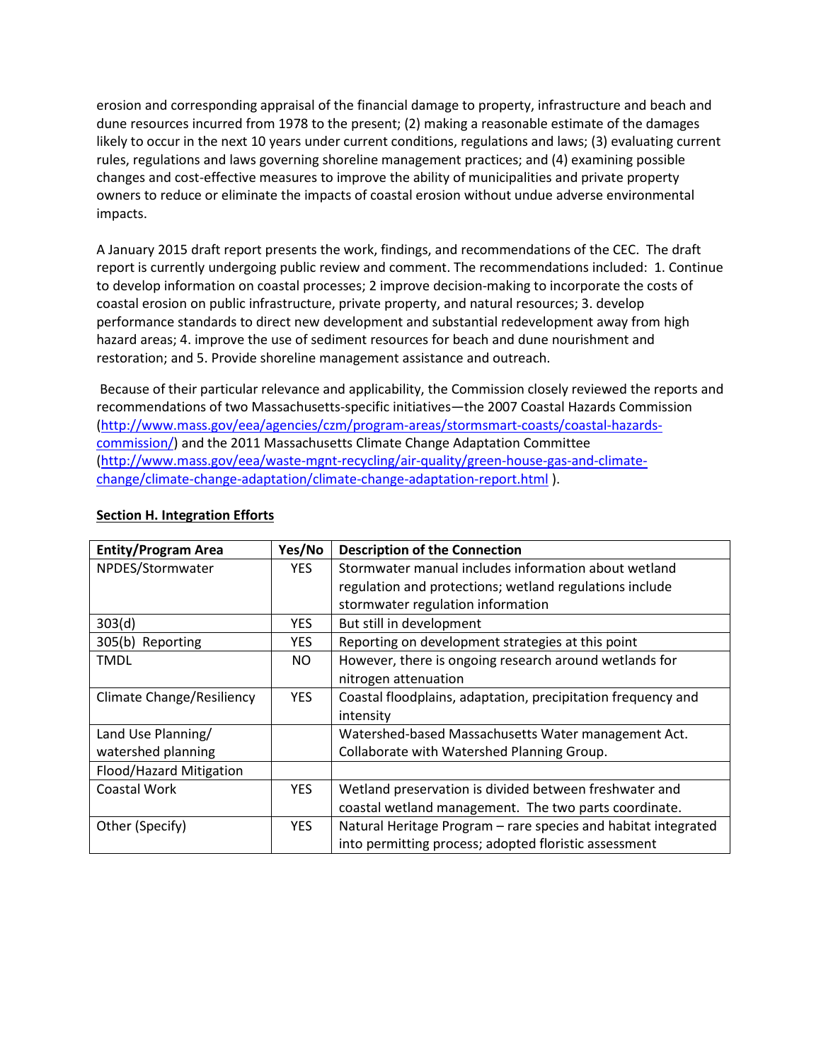erosion and corresponding appraisal of the financial damage to property, infrastructure and beach and dune resources incurred from 1978 to the present; (2) making a reasonable estimate of the damages likely to occur in the next 10 years under current conditions, regulations and laws; (3) evaluating current rules, regulations and laws governing shoreline management practices; and (4) examining possible changes and cost-effective measures to improve the ability of municipalities and private property owners to reduce or eliminate the impacts of coastal erosion without undue adverse environmental impacts.

A January 2015 draft report presents the work, findings, and recommendations of the CEC. The draft report is currently undergoing public review and comment. The recommendations included: 1. Continue to develop information on coastal processes; 2 improve decision-making to incorporate the costs of coastal erosion on public infrastructure, private property, and natural resources; 3. develop performance standards to direct new development and substantial redevelopment away from high hazard areas; 4. improve the use of sediment resources for beach and dune nourishment and restoration; and 5. Provide shoreline management assistance and outreach.

Because of their particular relevance and applicability, the Commission closely reviewed the reports and recommendations of two Massachusetts-specific initiatives—the 2007 Coastal Hazards Commission (http://www.mass.gov/eea/agencies/czm/program-areas/stormsmart-coasts/coastal-hazards-commission/) and the 2011 Massachusetts Climate Change Adaptation Committee (http://www.mass.gov/eea/waste-mgnt-recycling/air-quality/green-house-gas-and-climate-change/climate-change-adaptation/climate-change-adaptation-report.html ).

**Section H. Integration Efforts**

| Entity/Program Area | Yes/No | Description of the Connection |
|---|---|---|
| NPDES/Stormwater | YES | Stormwater manual includes information about wetland regulation and protections; wetland regulations include stormwater regulation information |
| 303(d) | YES | But still in development |
| 305(b) Reporting | YES | Reporting on development strategies at this point |
| TMDL | NO | However, there is ongoing research around wetlands for nitrogen attenuation |
| Climate Change/Resiliency | YES | Coastal floodplains, adaptation, precipitation frequency and intensity |
| Land Use Planning/ watershed planning | | Watershed-based Massachusetts Water management Act. Collaborate with Watershed Planning Group. |
| Flood/Hazard Mitigation | | |
| Coastal Work | YES | Wetland preservation is divided between freshwater and coastal wetland management. The two parts coordinate. |
| Other (Specify) | YES | Natural Heritage Program – rare species and habitat integrated into permitting process; adopted floristic assessment |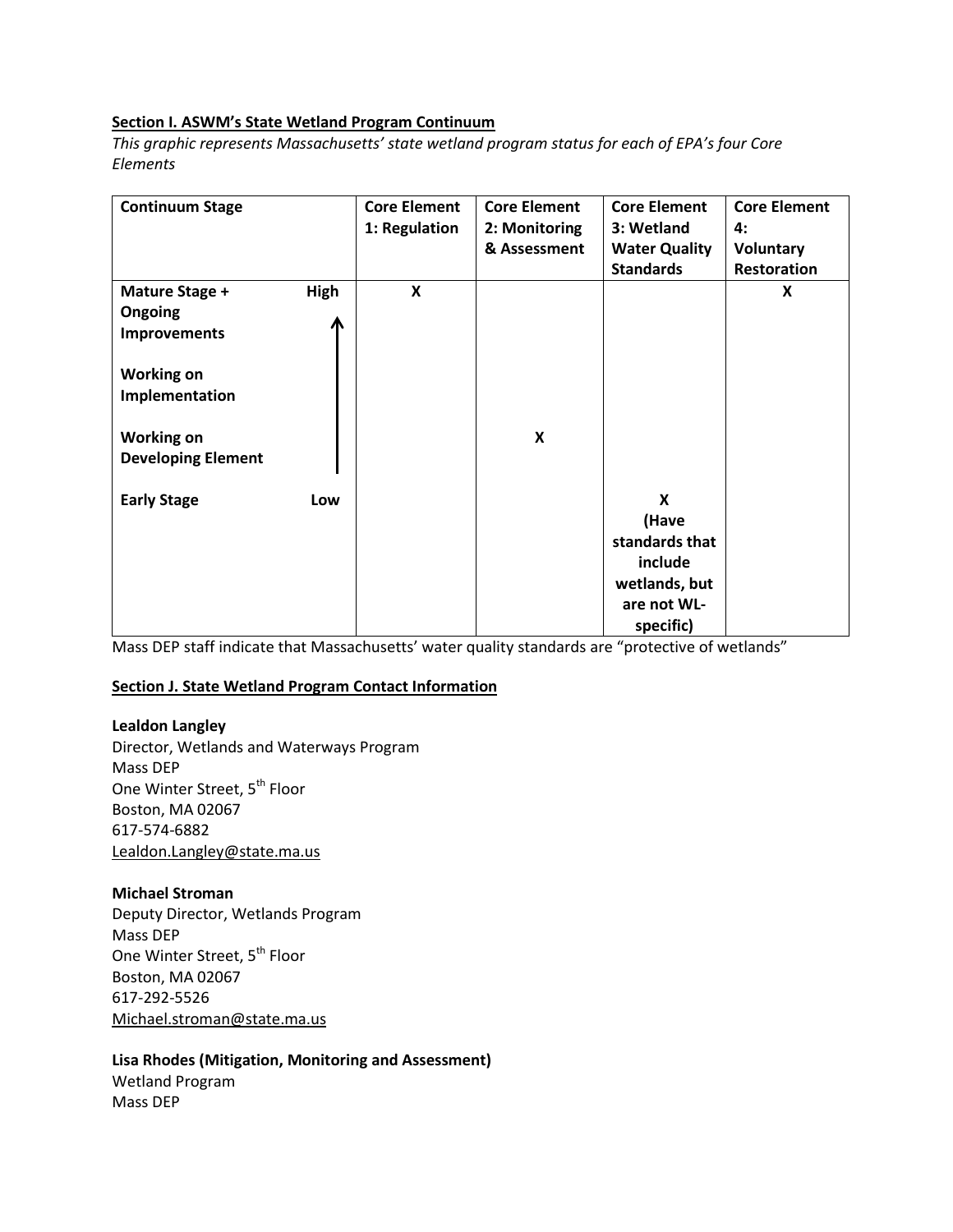**Section I. ASWM's State Wetland Program Continuum**

*This graphic represents Massachusetts' state wetland program status for each of EPA's four Core Elements*

| Continuum Stage | | Core Element 1: Regulation | Core Element 2: Monitoring & Assessment | Core Element 3: Wetland Water Quality Standards | Core Element 4: Voluntary Restoration |
|---|---|---|---|---|---|
| **Mature Stage + Ongoing Improvements** | **High** ↑ | **X** | | | **X** |
| **Working on Implementation** | | | | | |
| **Working on Developing Element** | | | **X** | | |
| **Early Stage** | **Low** | | | **X (Have standards that include wetlands, but are not WL-specific)** | |

Mass DEP staff indicate that Massachusetts' water quality standards are "protective of wetlands"

**Section J. State Wetland Program Contact Information**

**Lealdon Langley**
Director, Wetlands and Waterways Program
Mass DEP
One Winter Street, 5th Floor
Boston, MA 02067
617-574-6882
Lealdon.Langley@state.ma.us

**Michael Stroman**
Deputy Director, Wetlands Program
Mass DEP
One Winter Street, 5th Floor
Boston, MA 02067
617-292-5526
Michael.stroman@state.ma.us

**Lisa Rhodes (Mitigation, Monitoring and Assessment)**
Wetland Program
Mass DEP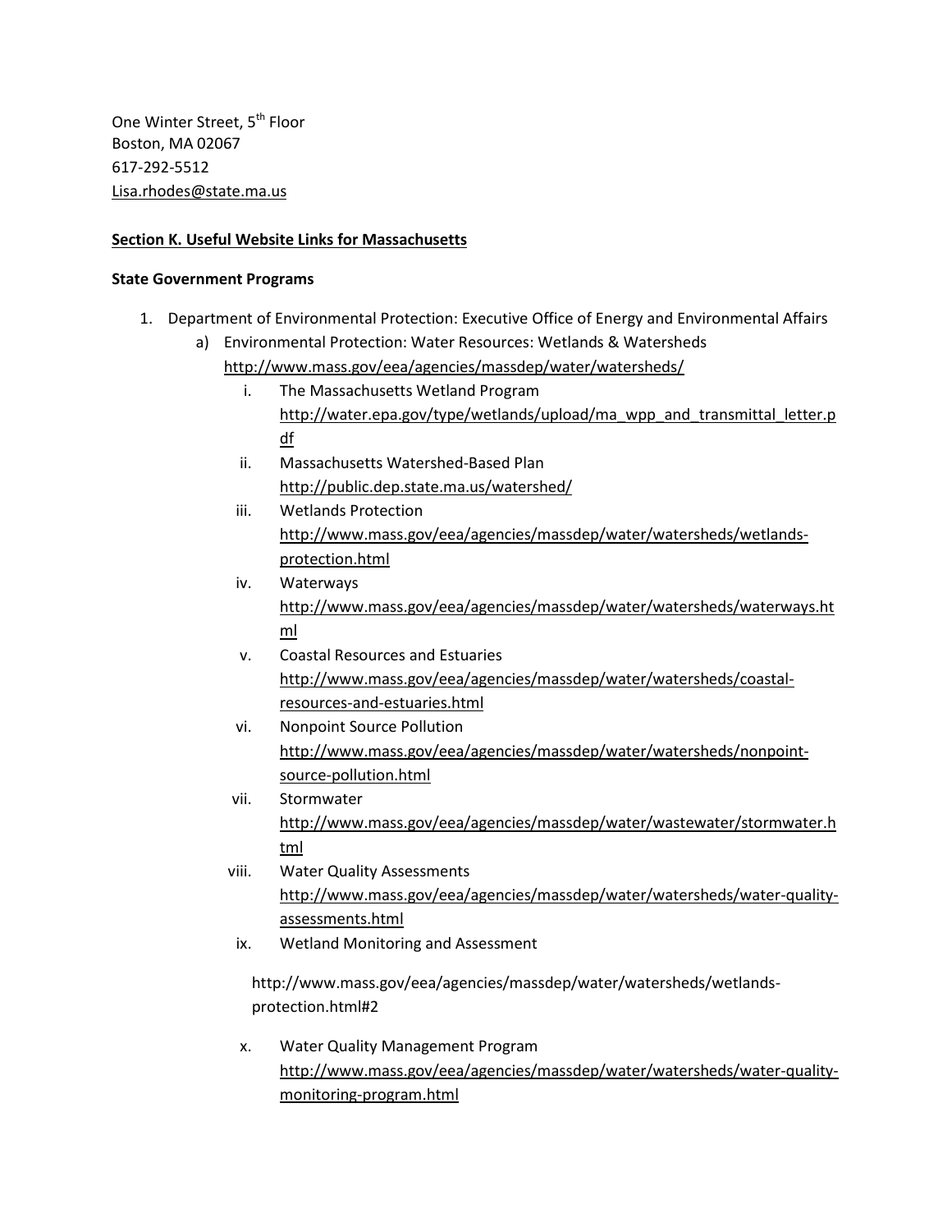One Winter Street, 5th Floor
Boston, MA 02067
617-292-5512
Lisa.rhodes@state.ma.us

**Section K. Useful Website Links for Massachusetts**

**State Government Programs**

1. Department of Environmental Protection: Executive Office of Energy and Environmental Affairs
   a) Environmental Protection: Water Resources: Wetlands & Watersheds
      http://www.mass.gov/eea/agencies/massdep/water/watersheds/
      i. The Massachusetts Wetland Program
         http://water.epa.gov/type/wetlands/upload/ma_wpp_and_transmittal_letter.pdf
      ii. Massachusetts Watershed-Based Plan
          http://public.dep.state.ma.us/watershed/
      iii. Wetlands Protection
           http://www.mass.gov/eea/agencies/massdep/water/watersheds/wetlands-protection.html
      iv. Waterways
          http://www.mass.gov/eea/agencies/massdep/water/watersheds/waterways.html
      v. Coastal Resources and Estuaries
         http://www.mass.gov/eea/agencies/massdep/water/watersheds/coastal-resources-and-estuaries.html
      vi. Nonpoint Source Pollution
          http://www.mass.gov/eea/agencies/massdep/water/watersheds/nonpoint-source-pollution.html
      vii. Stormwater
           http://www.mass.gov/eea/agencies/massdep/water/wastewater/stormwater.html
      viii. Water Quality Assessments
            http://www.mass.gov/eea/agencies/massdep/water/watersheds/water-quality-assessments.html
      ix. Wetland Monitoring and Assessment

          http://www.mass.gov/eea/agencies/massdep/water/watersheds/wetlands-protection.html#2

      x. Water Quality Management Program
         http://www.mass.gov/eea/agencies/massdep/water/watersheds/water-quality-monitoring-program.html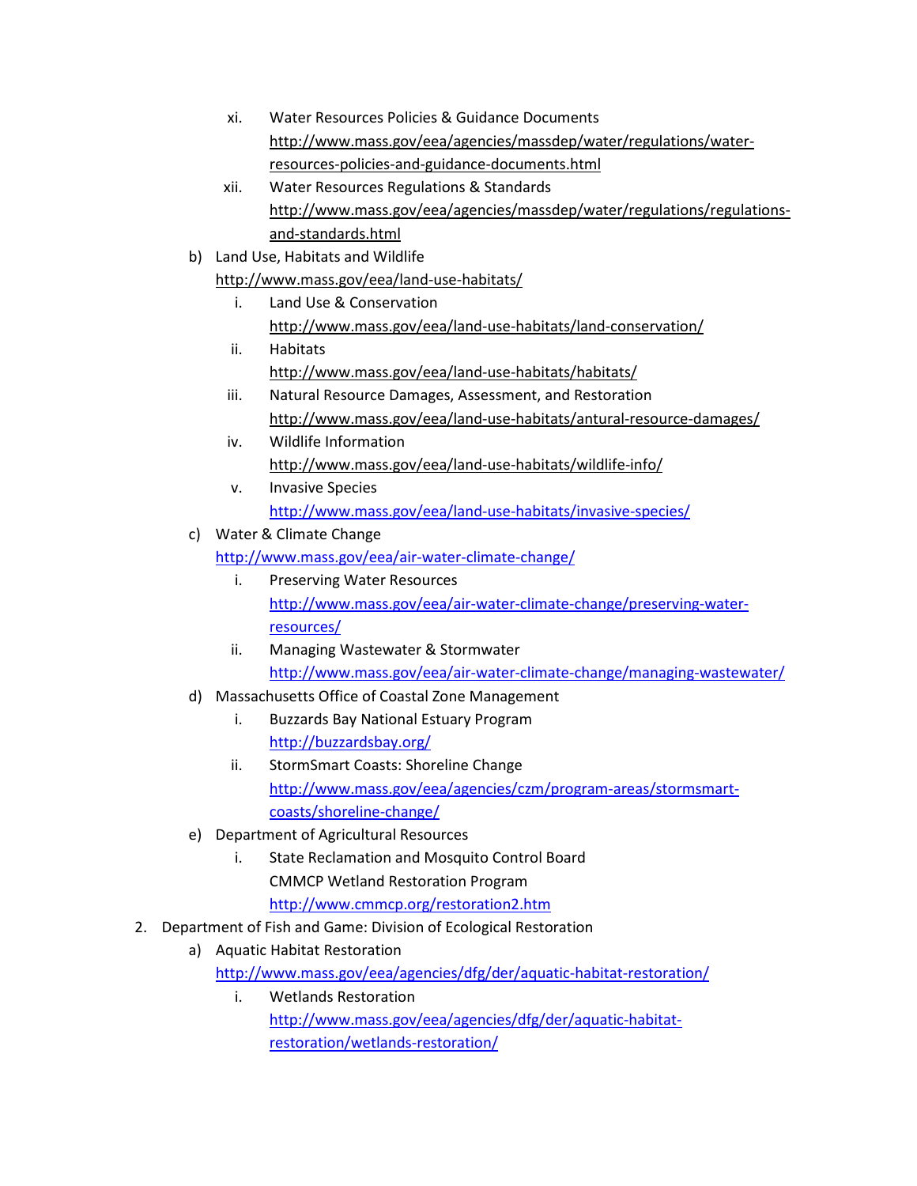- xi. Water Resources Policies & Guidance Documents
  http://www.mass.gov/eea/agencies/massdep/water/regulations/water-resources-policies-and-guidance-documents.html
- xii. Water Resources Regulations & Standards
  http://www.mass.gov/eea/agencies/massdep/water/regulations/regulations-and-standards.html

b) Land Use, Habitats and Wildlife
http://www.mass.gov/eea/land-use-habitats/

- i. Land Use & Conservation
  http://www.mass.gov/eea/land-use-habitats/land-conservation/
- ii. Habitats
  http://www.mass.gov/eea/land-use-habitats/habitats/
- iii. Natural Resource Damages, Assessment, and Restoration
  http://www.mass.gov/eea/land-use-habitats/antural-resource-damages/
- iv. Wildlife Information
  http://www.mass.gov/eea/land-use-habitats/wildlife-info/
- v. Invasive Species
  http://www.mass.gov/eea/land-use-habitats/invasive-species/

c) Water & Climate Change
http://www.mass.gov/eea/air-water-climate-change/

- i. Preserving Water Resources
  http://www.mass.gov/eea/air-water-climate-change/preserving-water-resources/
- ii. Managing Wastewater & Stormwater
  http://www.mass.gov/eea/air-water-climate-change/managing-wastewater/

d) Massachusetts Office of Coastal Zone Management

- i. Buzzards Bay National Estuary Program
  http://buzzardsbay.org/
- ii. StormSmart Coasts: Shoreline Change
  http://www.mass.gov/eea/agencies/czm/program-areas/stormsmart-coasts/shoreline-change/

e) Department of Agricultural Resources

- i. State Reclamation and Mosquito Control Board
  CMMCP Wetland Restoration Program
  http://www.cmmcp.org/restoration2.htm

2. Department of Fish and Game: Division of Ecological Restoration

a) Aquatic Habitat Restoration
http://www.mass.gov/eea/agencies/dfg/der/aquatic-habitat-restoration/

- i. Wetlands Restoration
  http://www.mass.gov/eea/agencies/dfg/der/aquatic-habitat-restoration/wetlands-restoration/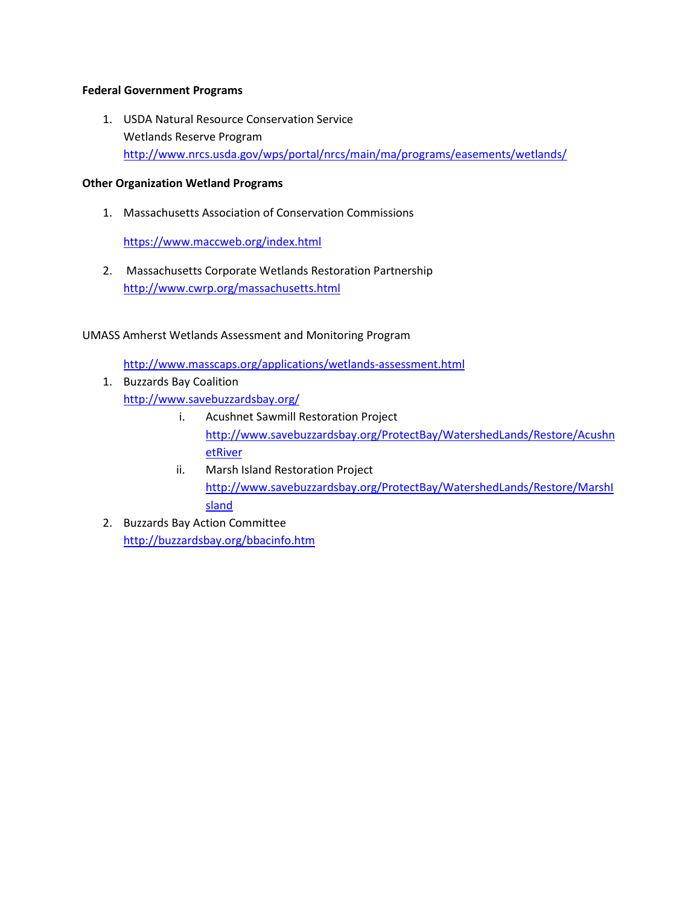**Federal Government Programs**

1. USDA Natural Resource Conservation Service
   Wetlands Reserve Program
   http://www.nrcs.usda.gov/wps/portal/nrcs/main/ma/programs/easements/wetlands/

**Other Organization Wetland Programs**

1. Massachusetts Association of Conservation Commissions

   https://www.maccweb.org/index.html

2. Massachusetts Corporate Wetlands Restoration Partnership
   http://www.cwrp.org/massachusetts.html

UMASS Amherst Wetlands Assessment and Monitoring Program

http://www.masscaps.org/applications/wetlands-assessment.html

1. Buzzards Bay Coalition
   http://www.savebuzzardsbay.org/
   1. Acushnet Sawmill Restoration Project
      http://www.savebuzzardsbay.org/ProtectBay/WatershedLands/Restore/AcushnetRiver
   2. Marsh Island Restoration Project
      http://www.savebuzzardsbay.org/ProtectBay/WatershedLands/Restore/MarshIsland
2. Buzzards Bay Action Committee
   http://buzzardsbay.org/bbacinfo.htm